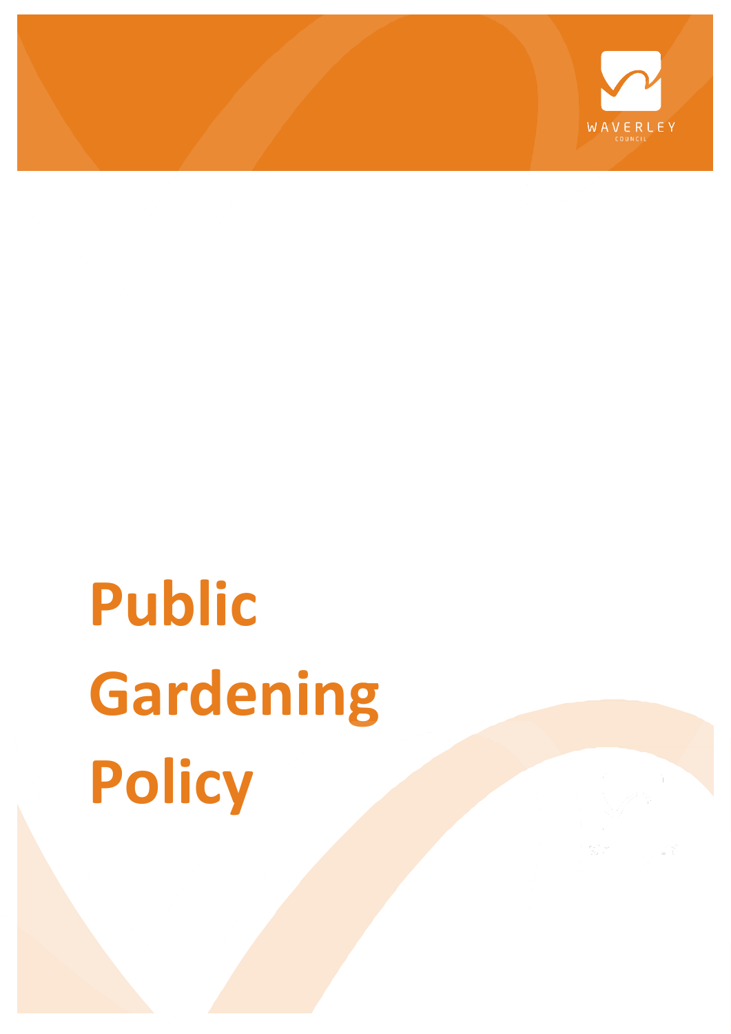WAVERLEY COUNCIL

# Public Gardening Policy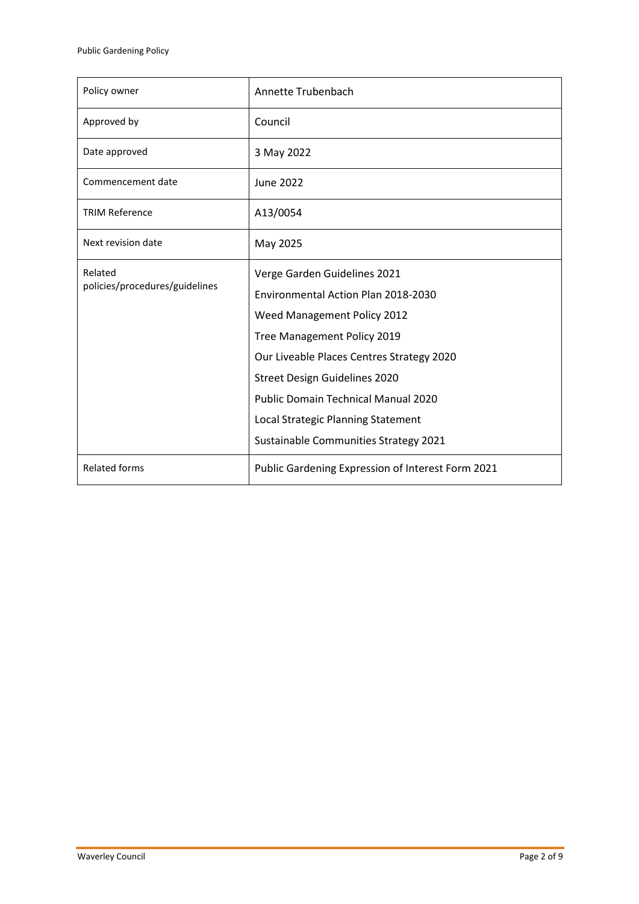| Policy owner | Annette Trubenbach |
| --- | --- |
| Approved by | Council |
| Date approved | 3 May 2022 |
| Commencement date | June 2022 |
| TRIM Reference | A13/0054 |
| Next revision date | May 2025 |
| Related policies/procedures/guidelines | Verge Garden Guidelines 2021<br>Environmental Action Plan 2018-2030<br>Weed Management Policy 2012<br>Tree Management Policy 2019<br>Our Liveable Places Centres Strategy 2020<br>Street Design Guidelines 2020<br>Public Domain Technical Manual 2020<br>Local Strategic Planning Statement<br>Sustainable Communities Strategy 2021 |
| Related forms | Public Gardening Expression of Interest Form 2021 |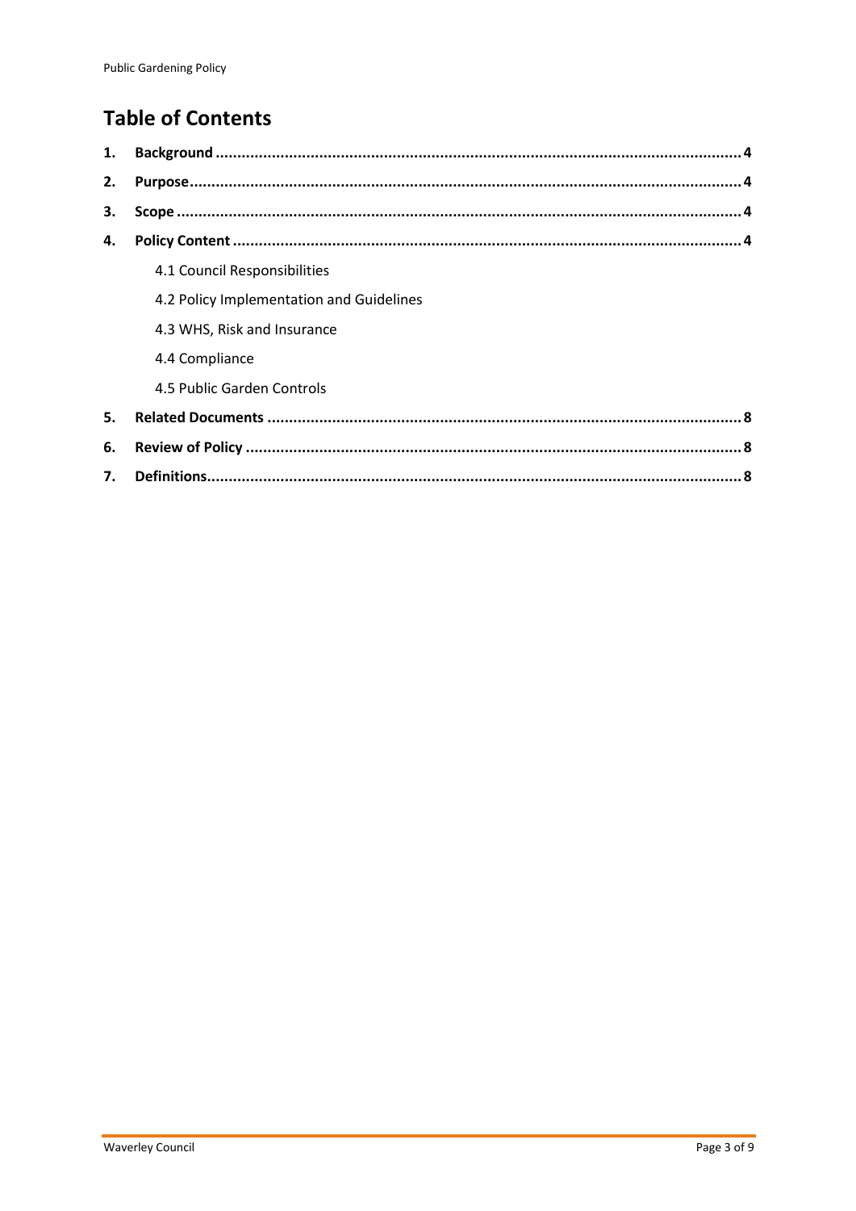## Table of Contents

1. **Background** ........ 4
2. **Purpose** ........ 4
3. **Scope** ........ 4
4. **Policy Content** ........ 4
   - 4.1 Council Responsibilities
   - 4.2 Policy Implementation and Guidelines
   - 4.3 WHS, Risk and Insurance
   - 4.4 Compliance
   - 4.5 Public Garden Controls
5. **Related Documents** ........ 8
6. **Review of Policy** ........ 8
7. **Definitions** ........ 8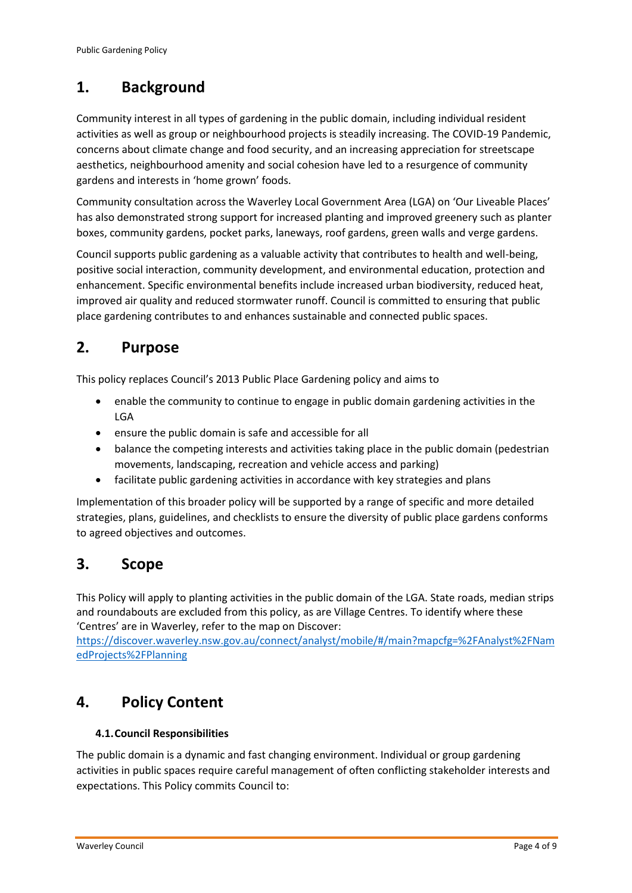## 1. Background

Community interest in all types of gardening in the public domain, including individual resident activities as well as group or neighbourhood projects is steadily increasing. The COVID-19 Pandemic, concerns about climate change and food security, and an increasing appreciation for streetscape aesthetics, neighbourhood amenity and social cohesion have led to a resurgence of community gardens and interests in 'home grown' foods.

Community consultation across the Waverley Local Government Area (LGA) on 'Our Liveable Places' has also demonstrated strong support for increased planting and improved greenery such as planter boxes, community gardens, pocket parks, laneways, roof gardens, green walls and verge gardens.

Council supports public gardening as a valuable activity that contributes to health and well-being, positive social interaction, community development, and environmental education, protection and enhancement. Specific environmental benefits include increased urban biodiversity, reduced heat, improved air quality and reduced stormwater runoff. Council is committed to ensuring that public place gardening contributes to and enhances sustainable and connected public spaces.

## 2. Purpose

This policy replaces Council's 2013 Public Place Gardening policy and aims to

- enable the community to continue to engage in public domain gardening activities in the LGA
- ensure the public domain is safe and accessible for all
- balance the competing interests and activities taking place in the public domain (pedestrian movements, landscaping, recreation and vehicle access and parking)
- facilitate public gardening activities in accordance with key strategies and plans

Implementation of this broader policy will be supported by a range of specific and more detailed strategies, plans, guidelines, and checklists to ensure the diversity of public place gardens conforms to agreed objectives and outcomes.

## 3. Scope

This Policy will apply to planting activities in the public domain of the LGA. State roads, median strips and roundabouts are excluded from this policy, as are Village Centres. To identify where these 'Centres' are in Waverley, refer to the map on Discover: https://discover.waverley.nsw.gov.au/connect/analyst/mobile/#/main?mapcfg=%2FAnalyst%2FNamedProjects%2FPlanning

## 4. Policy Content

### 4.1. Council Responsibilities

The public domain is a dynamic and fast changing environment. Individual or group gardening activities in public spaces require careful management of often conflicting stakeholder interests and expectations. This Policy commits Council to: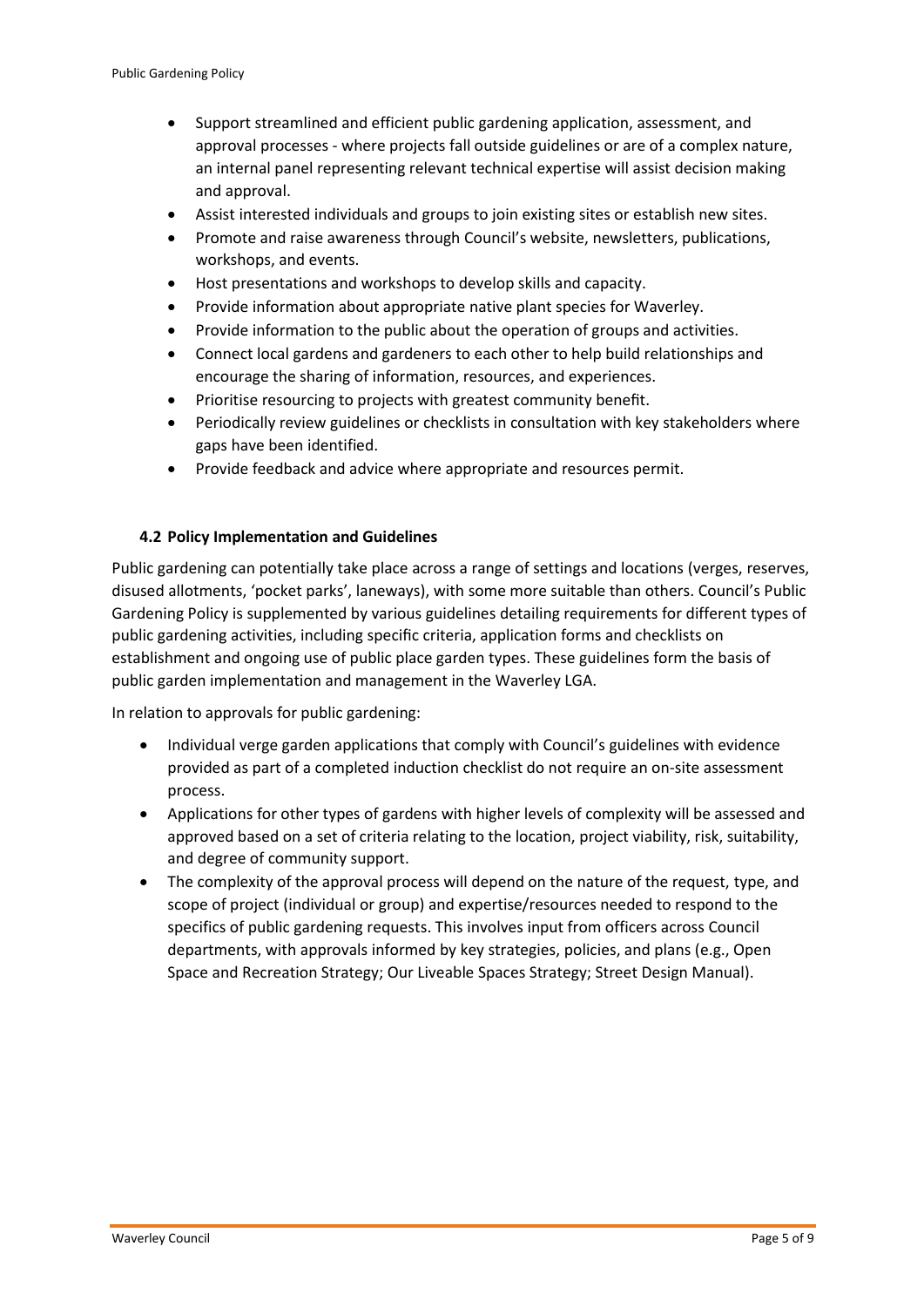- Support streamlined and efficient public gardening application, assessment, and approval processes - where projects fall outside guidelines or are of a complex nature, an internal panel representing relevant technical expertise will assist decision making and approval.
- Assist interested individuals and groups to join existing sites or establish new sites.
- Promote and raise awareness through Council's website, newsletters, publications, workshops, and events.
- Host presentations and workshops to develop skills and capacity.
- Provide information about appropriate native plant species for Waverley.
- Provide information to the public about the operation of groups and activities.
- Connect local gardens and gardeners to each other to help build relationships and encourage the sharing of information, resources, and experiences.
- Prioritise resourcing to projects with greatest community benefit.
- Periodically review guidelines or checklists in consultation with key stakeholders where gaps have been identified.
- Provide feedback and advice where appropriate and resources permit.

### 4.2 Policy Implementation and Guidelines

Public gardening can potentially take place across a range of settings and locations (verges, reserves, disused allotments, 'pocket parks', laneways), with some more suitable than others. Council's Public Gardening Policy is supplemented by various guidelines detailing requirements for different types of public gardening activities, including specific criteria, application forms and checklists on establishment and ongoing use of public place garden types. These guidelines form the basis of public garden implementation and management in the Waverley LGA.

In relation to approvals for public gardening:

- Individual verge garden applications that comply with Council's guidelines with evidence provided as part of a completed induction checklist do not require an on-site assessment process.
- Applications for other types of gardens with higher levels of complexity will be assessed and approved based on a set of criteria relating to the location, project viability, risk, suitability, and degree of community support.
- The complexity of the approval process will depend on the nature of the request, type, and scope of project (individual or group) and expertise/resources needed to respond to the specifics of public gardening requests. This involves input from officers across Council departments, with approvals informed by key strategies, policies, and plans (e.g., Open Space and Recreation Strategy; Our Liveable Spaces Strategy; Street Design Manual).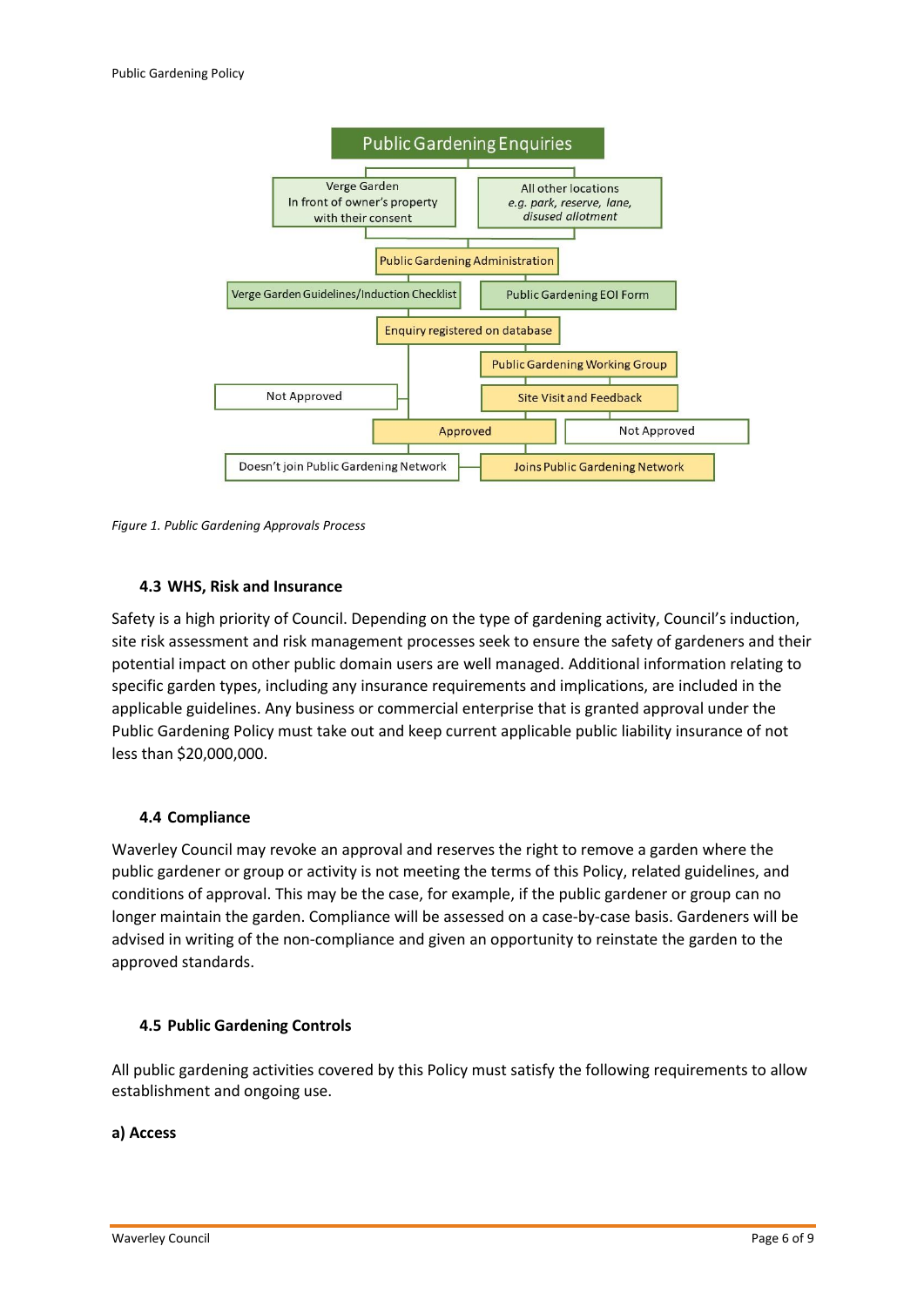**Public Gardening Enquiries**

- Verge Garden – In front of owner's property with their consent
- All other locations – *e.g. park, reserve, lane, disused allotment*

**Public Gardening Administration**

- Verge Garden Guidelines/Induction Checklist
- Public Gardening EOI Form

**Enquiry registered on database**

- Public Gardening Working Group
- Site Visit and Feedback
- Not Approved
- Approved
- Not Approved
- Doesn't join Public Gardening Network
- Joins Public Gardening Network

*Figure 1. Public Gardening Approvals Process*

### 4.3 WHS, Risk and Insurance

Safety is a high priority of Council. Depending on the type of gardening activity, Council's induction, site risk assessment and risk management processes seek to ensure the safety of gardeners and their potential impact on other public domain users are well managed. Additional information relating to specific garden types, including any insurance requirements and implications, are included in the applicable guidelines. Any business or commercial enterprise that is granted approval under the Public Gardening Policy must take out and keep current applicable public liability insurance of not less than $20,000,000.

### 4.4 Compliance

Waverley Council may revoke an approval and reserves the right to remove a garden where the public gardener or group or activity is not meeting the terms of this Policy, related guidelines, and conditions of approval. This may be the case, for example, if the public gardener or group can no longer maintain the garden. Compliance will be assessed on a case-by-case basis. Gardeners will be advised in writing of the non-compliance and given an opportunity to reinstate the garden to the approved standards.

### 4.5 Public Gardening Controls

All public gardening activities covered by this Policy must satisfy the following requirements to allow establishment and ongoing use.

**a) Access**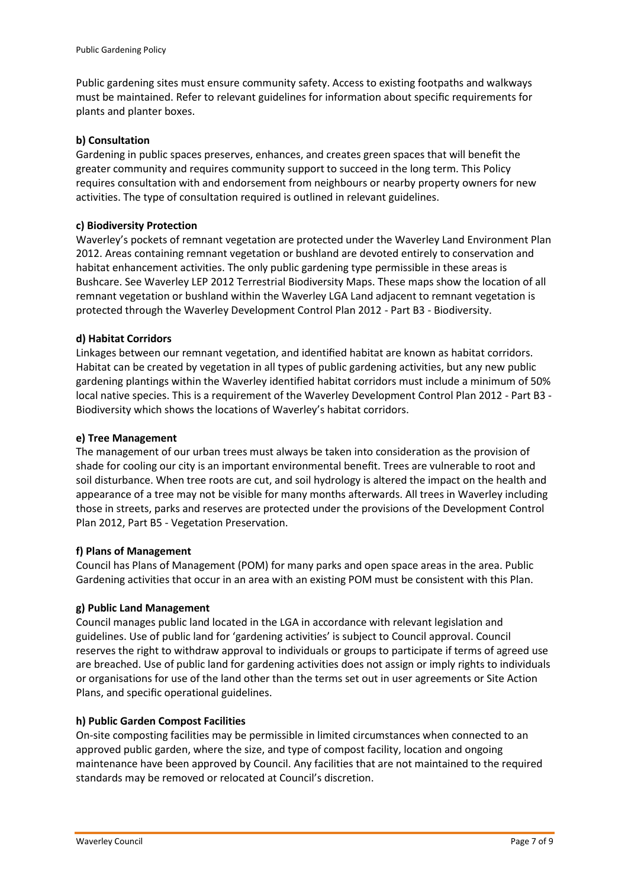Public gardening sites must ensure community safety. Access to existing footpaths and walkways must be maintained. Refer to relevant guidelines for information about specific requirements for plants and planter boxes.

**b) Consultation**

Gardening in public spaces preserves, enhances, and creates green spaces that will benefit the greater community and requires community support to succeed in the long term. This Policy requires consultation with and endorsement from neighbours or nearby property owners for new activities. The type of consultation required is outlined in relevant guidelines.

**c) Biodiversity Protection**

Waverley's pockets of remnant vegetation are protected under the Waverley Land Environment Plan 2012. Areas containing remnant vegetation or bushland are devoted entirely to conservation and habitat enhancement activities. The only public gardening type permissible in these areas is Bushcare. See Waverley LEP 2012 Terrestrial Biodiversity Maps. These maps show the location of all remnant vegetation or bushland within the Waverley LGA Land adjacent to remnant vegetation is protected through the Waverley Development Control Plan 2012 - Part B3 - Biodiversity.

**d) Habitat Corridors**

Linkages between our remnant vegetation, and identified habitat are known as habitat corridors. Habitat can be created by vegetation in all types of public gardening activities, but any new public gardening plantings within the Waverley identified habitat corridors must include a minimum of 50% local native species. This is a requirement of the Waverley Development Control Plan 2012 - Part B3 - Biodiversity which shows the locations of Waverley's habitat corridors.

**e) Tree Management**

The management of our urban trees must always be taken into consideration as the provision of shade for cooling our city is an important environmental benefit. Trees are vulnerable to root and soil disturbance. When tree roots are cut, and soil hydrology is altered the impact on the health and appearance of a tree may not be visible for many months afterwards. All trees in Waverley including those in streets, parks and reserves are protected under the provisions of the Development Control Plan 2012, Part B5 - Vegetation Preservation.

**f) Plans of Management**

Council has Plans of Management (POM) for many parks and open space areas in the area. Public Gardening activities that occur in an area with an existing POM must be consistent with this Plan.

**g) Public Land Management**

Council manages public land located in the LGA in accordance with relevant legislation and guidelines. Use of public land for 'gardening activities' is subject to Council approval. Council reserves the right to withdraw approval to individuals or groups to participate if terms of agreed use are breached. Use of public land for gardening activities does not assign or imply rights to individuals or organisations for use of the land other than the terms set out in user agreements or Site Action Plans, and specific operational guidelines.

**h) Public Garden Compost Facilities**

On-site composting facilities may be permissible in limited circumstances when connected to an approved public garden, where the size, and type of compost facility, location and ongoing maintenance have been approved by Council. Any facilities that are not maintained to the required standards may be removed or relocated at Council's discretion.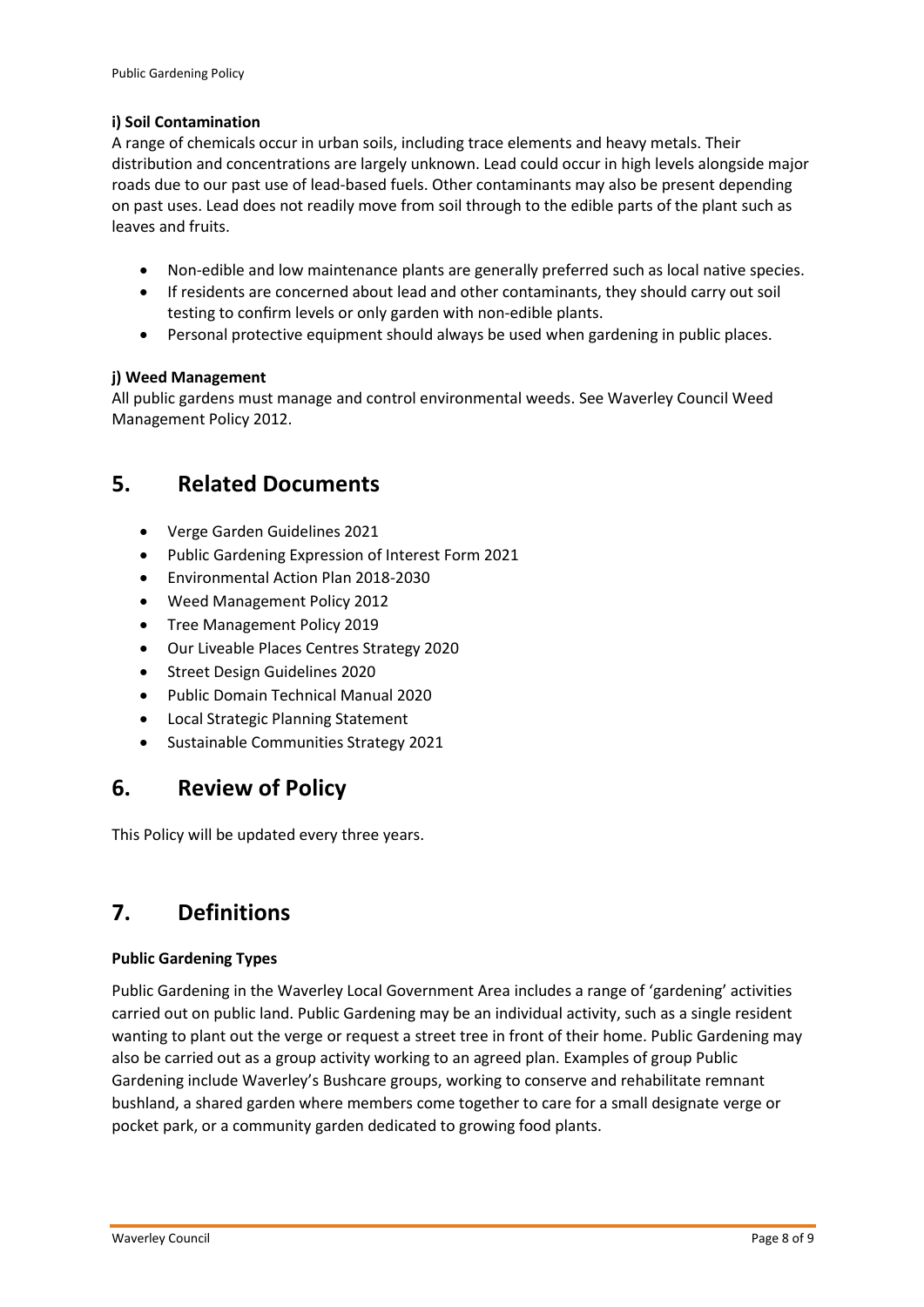#### i) Soil Contamination

A range of chemicals occur in urban soils, including trace elements and heavy metals. Their distribution and concentrations are largely unknown. Lead could occur in high levels alongside major roads due to our past use of lead-based fuels. Other contaminants may also be present depending on past uses. Lead does not readily move from soil through to the edible parts of the plant such as leaves and fruits.

- Non-edible and low maintenance plants are generally preferred such as local native species.
- If residents are concerned about lead and other contaminants, they should carry out soil testing to confirm levels or only garden with non-edible plants.
- Personal protective equipment should always be used when gardening in public places.

#### j) Weed Management

All public gardens must manage and control environmental weeds. See Waverley Council Weed Management Policy 2012.

## 5. Related Documents

- Verge Garden Guidelines 2021
- Public Gardening Expression of Interest Form 2021
- Environmental Action Plan 2018-2030
- Weed Management Policy 2012
- Tree Management Policy 2019
- Our Liveable Places Centres Strategy 2020
- Street Design Guidelines 2020
- Public Domain Technical Manual 2020
- Local Strategic Planning Statement
- Sustainable Communities Strategy 2021

## 6. Review of Policy

This Policy will be updated every three years.

## 7. Definitions

**Public Gardening Types**

Public Gardening in the Waverley Local Government Area includes a range of 'gardening' activities carried out on public land. Public Gardening may be an individual activity, such as a single resident wanting to plant out the verge or request a street tree in front of their home. Public Gardening may also be carried out as a group activity working to an agreed plan. Examples of group Public Gardening include Waverley's Bushcare groups, working to conserve and rehabilitate remnant bushland, a shared garden where members come together to care for a small designate verge or pocket park, or a community garden dedicated to growing food plants.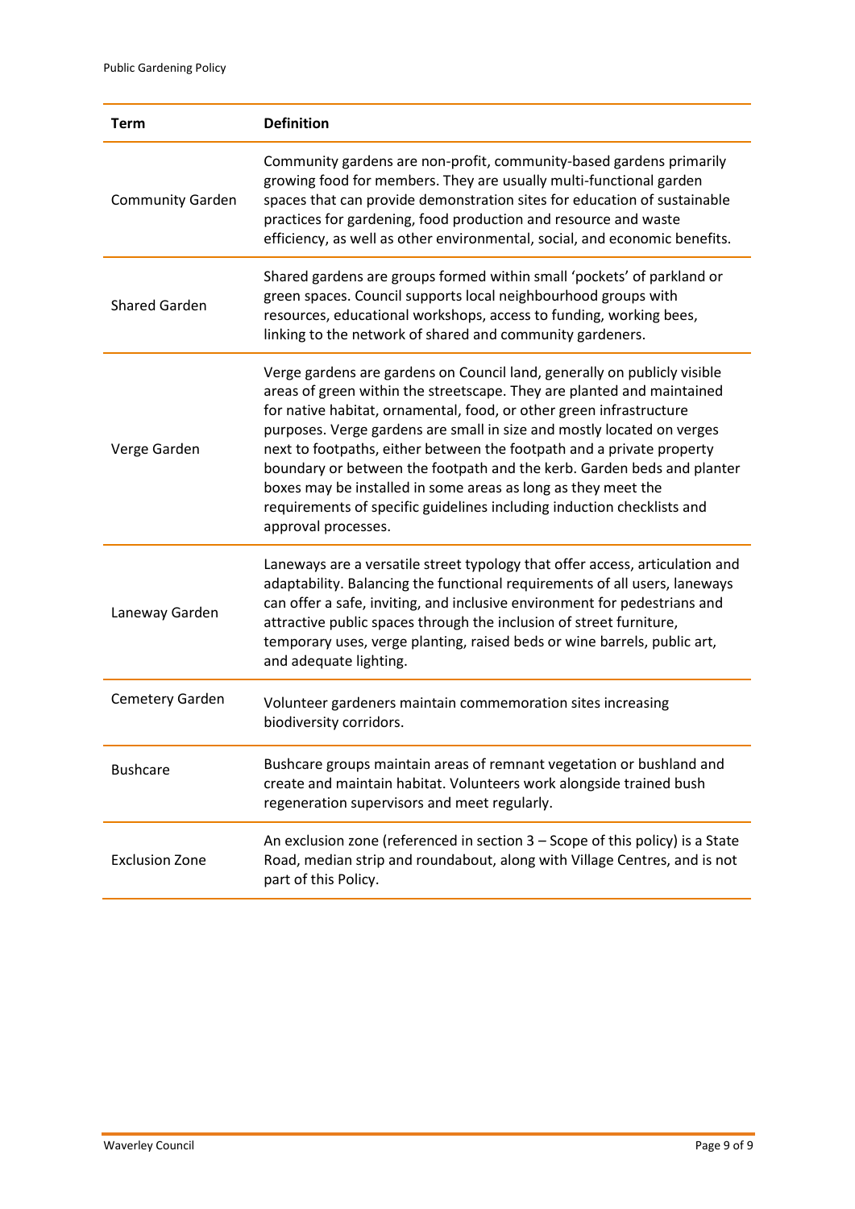| Term | Definition |
|---|---|
| Community Garden | Community gardens are non-profit, community-based gardens primarily growing food for members. They are usually multi-functional garden spaces that can provide demonstration sites for education of sustainable practices for gardening, food production and resource and waste efficiency, as well as other environmental, social, and economic benefits. |
| Shared Garden | Shared gardens are groups formed within small 'pockets' of parkland or green spaces. Council supports local neighbourhood groups with resources, educational workshops, access to funding, working bees, linking to the network of shared and community gardeners. |
| Verge Garden | Verge gardens are gardens on Council land, generally on publicly visible areas of green within the streetscape. They are planted and maintained for native habitat, ornamental, food, or other green infrastructure purposes. Verge gardens are small in size and mostly located on verges next to footpaths, either between the footpath and a private property boundary or between the footpath and the kerb. Garden beds and planter boxes may be installed in some areas as long as they meet the requirements of specific guidelines including induction checklists and approval processes. |
| Laneway Garden | Laneways are a versatile street typology that offer access, articulation and adaptability. Balancing the functional requirements of all users, laneways can offer a safe, inviting, and inclusive environment for pedestrians and attractive public spaces through the inclusion of street furniture, temporary uses, verge planting, raised beds or wine barrels, public art, and adequate lighting. |
| Cemetery Garden | Volunteer gardeners maintain commemoration sites increasing biodiversity corridors. |
| Bushcare | Bushcare groups maintain areas of remnant vegetation or bushland and create and maintain habitat. Volunteers work alongside trained bush regeneration supervisors and meet regularly. |
| Exclusion Zone | An exclusion zone (referenced in section 3 – Scope of this policy) is a State Road, median strip and roundabout, along with Village Centres, and is not part of this Policy. |